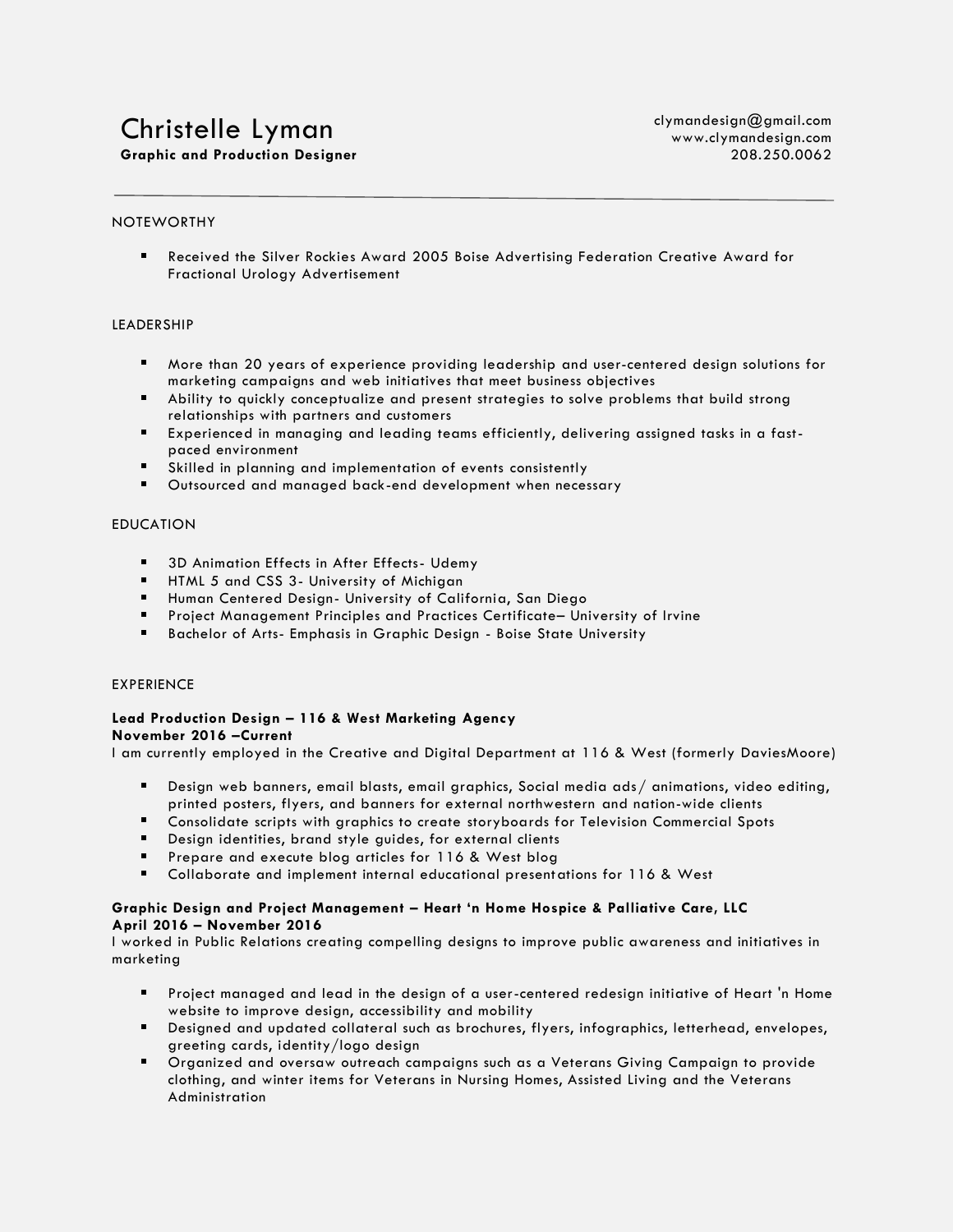# Christelle Lyman

**Graphic and Production Designer**

clymandesign@gmail.com
www.clymandesign.com
208.250.0062

---

## NOTEWORTHY

- Received the Silver Rockies Award 2005 Boise Advertising Federation Creative Award for Fractional Urology Advertisement

## LEADERSHIP

- More than 20 years of experience providing leadership and user-centered design solutions for marketing campaigns and web initiatives that meet business objectives
- Ability to quickly conceptualize and present strategies to solve problems that build strong relationships with partners and customers
- Experienced in managing and leading teams efficiently, delivering assigned tasks in a fast-paced environment
- Skilled in planning and implementation of events consistently
- Outsourced and managed back-end development when necessary

## EDUCATION

- 3D Animation Effects in After Effects- Udemy
- HTML 5 and CSS 3- University of Michigan
- Human Centered Design- University of California, San Diego
- Project Management Principles and Practices Certificate– University of Irvine
- Bachelor of Arts- Emphasis in Graphic Design - Boise State University

## EXPERIENCE

**Lead Production Design – 116 & West Marketing Agency**
**November 2016 –Current**
I am currently employed in the Creative and Digital Department at 116 & West (formerly DaviesMoore)

- Design web banners, email blasts, email graphics, Social media ads/ animations, video editing, printed posters, flyers, and banners for external northwestern and nation-wide clients
- Consolidate scripts with graphics to create storyboards for Television Commercial Spots
- Design identities, brand style guides, for external clients
- Prepare and execute blog articles for 116 & West blog
- Collaborate and implement internal educational presentations for 116 & West

**Graphic Design and Project Management – Heart 'n Home Hospice & Palliative Care, LLC**
**April 2016 – November 2016**
I worked in Public Relations creating compelling designs to improve public awareness and initiatives in marketing

- Project managed and lead in the design of a user-centered redesign initiative of Heart 'n Home website to improve design, accessibility and mobility
- Designed and updated collateral such as brochures, flyers, infographics, letterhead, envelopes, greeting cards, identity/logo design
- Organized and oversaw outreach campaigns such as a Veterans Giving Campaign to provide clothing, and winter items for Veterans in Nursing Homes, Assisted Living and the Veterans Administration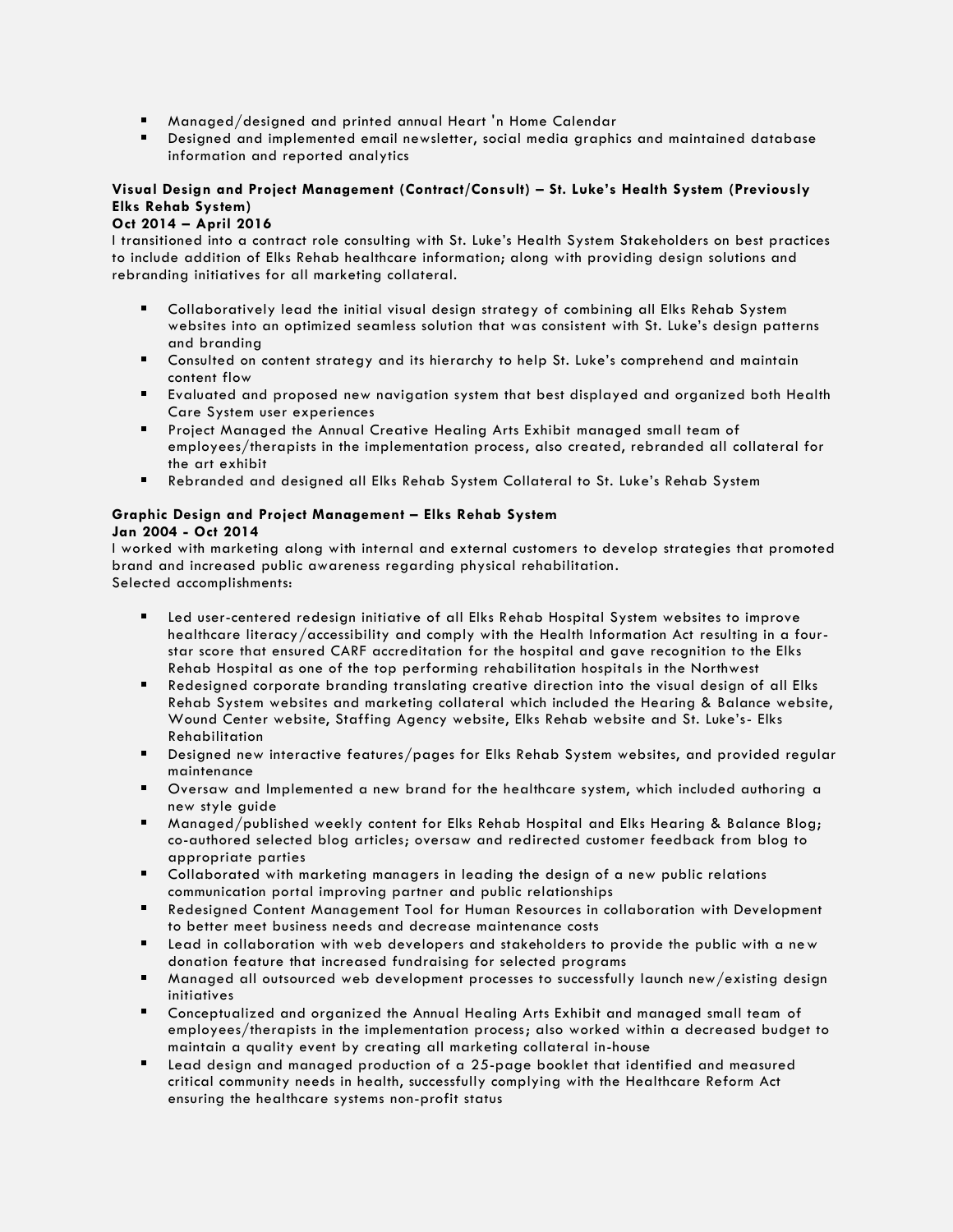- Managed/designed and printed annual Heart 'n Home Calendar
- Designed and implemented email newsletter, social media graphics and maintained database information and reported analytics

**Visual Design and Project Management (Contract/Consult) – St. Luke's Health System (Previously Elks Rehab System)**
**Oct 2014 – April 2016**
I transitioned into a contract role consulting with St. Luke's Health System Stakeholders on best practices to include addition of Elks Rehab healthcare information; along with providing design solutions and rebranding initiatives for all marketing collateral.

- Collaboratively lead the initial visual design strategy of combining all Elks Rehab System websites into an optimized seamless solution that was consistent with St. Luke's design patterns and branding
- Consulted on content strategy and its hierarchy to help St. Luke's comprehend and maintain content flow
- Evaluated and proposed new navigation system that best displayed and organized both Health Care System user experiences
- Project Managed the Annual Creative Healing Arts Exhibit managed small team of employees/therapists in the implementation process, also created, rebranded all collateral for the art exhibit
- Rebranded and designed all Elks Rehab System Collateral to St. Luke's Rehab System

**Graphic Design and Project Management – Elks Rehab System**
**Jan 2004 - Oct 2014**
I worked with marketing along with internal and external customers to develop strategies that promoted brand and increased public awareness regarding physical rehabilitation.
Selected accomplishments:

- Led user-centered redesign initiative of all Elks Rehab Hospital System websites to improve healthcare literacy/accessibility and comply with the Health Information Act resulting in a four-star score that ensured CARF accreditation for the hospital and gave recognition to the Elks Rehab Hospital as one of the top performing rehabilitation hospitals in the Northwest
- Redesigned corporate branding translating creative direction into the visual design of all Elks Rehab System websites and marketing collateral which included the Hearing & Balance website, Wound Center website, Staffing Agency website, Elks Rehab website and St. Luke's- Elks Rehabilitation
- Designed new interactive features/pages for Elks Rehab System websites, and provided regular maintenance
- Oversaw and Implemented a new brand for the healthcare system, which included authoring a new style guide
- Managed/published weekly content for Elks Rehab Hospital and Elks Hearing & Balance Blog; co-authored selected blog articles; oversaw and redirected customer feedback from blog to appropriate parties
- Collaborated with marketing managers in leading the design of a new public relations communication portal improving partner and public relationships
- Redesigned Content Management Tool for Human Resources in collaboration with Development to better meet business needs and decrease maintenance costs
- Lead in collaboration with web developers and stakeholders to provide the public with a new donation feature that increased fundraising for selected programs
- Managed all outsourced web development processes to successfully launch new/existing design initiatives
- Conceptualized and organized the Annual Healing Arts Exhibit and managed small team of employees/therapists in the implementation process; also worked within a decreased budget to maintain a quality event by creating all marketing collateral in-house
- Lead design and managed production of a 25-page booklet that identified and measured critical community needs in health, successfully complying with the Healthcare Reform Act ensuring the healthcare systems non-profit status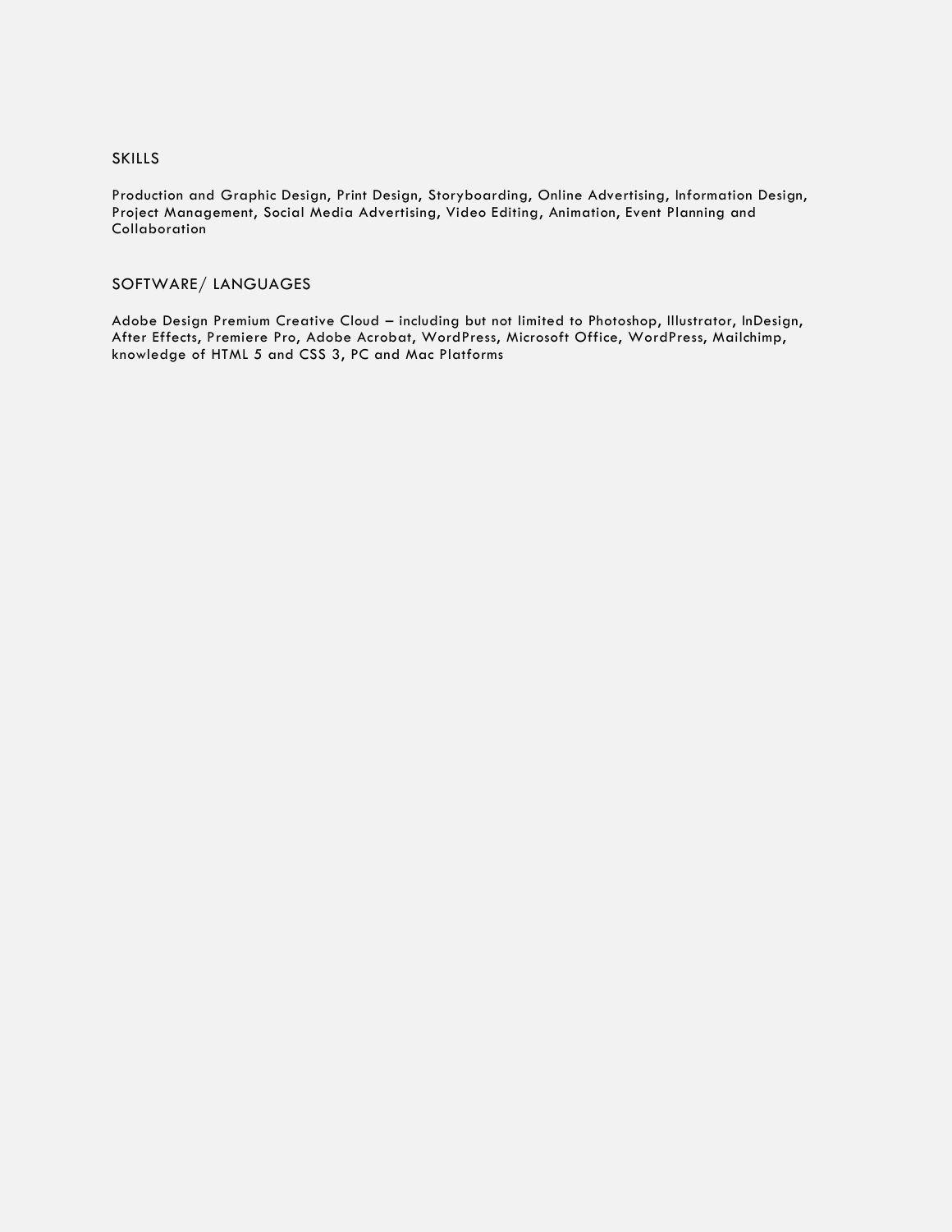## SKILLS

Production and Graphic Design, Print Design, Storyboarding, Online Advertising, Information Design, Project Management, Social Media Advertising, Video Editing, Animation, Event Planning and Collaboration

## SOFTWARE/ LANGUAGES

Adobe Design Premium Creative Cloud – including but not limited to Photoshop, Illustrator, InDesign, After Effects, Premiere Pro, Adobe Acrobat, WordPress, Microsoft Office, WordPress, Mailchimp, knowledge of HTML 5 and CSS 3, PC and Mac Platforms